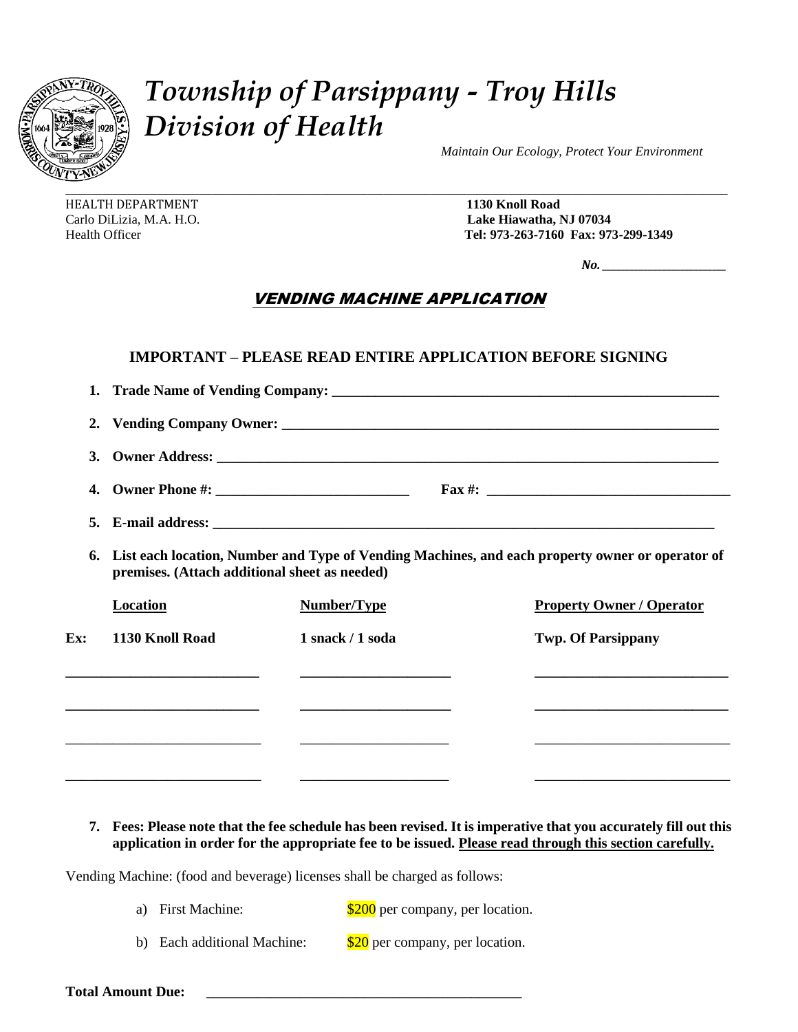# *Township of Parsippany - Troy Hills*
# *Division of Health*

*Maintain Our Ecology, Protect Your Environment*

HEALTH DEPARTMENT
Carlo DiLizia, M.A. H.O.
Health Officer

**1130 Knoll Road**
**Lake Hiawatha, NJ 07034**
**Tel: 973-263-7160 Fax: 973-299-1349**

***No.*** ___________________

## VENDING MACHINE APPLICATION

### IMPORTANT – PLEASE READ ENTIRE APPLICATION BEFORE SIGNING

1. **Trade Name of Vending Company:** ______________________________________________
2. **Vending Company Owner:** ____________________________________________________
3. **Owner Address:** __________________________________________________________
4. **Owner Phone #:** _________________________ **Fax #:** ______________________________
5. **E-mail address:** __________________________________________________________
6. **List each location, Number and Type of Vending Machines, and each property owner or operator of premises. (Attach additional sheet as needed)**

| | Location | Number/Type | Property Owner / Operator |
|---|---|---|---|
| **Ex:** | **1130 Knoll Road** | **1 snack / 1 soda** | **Twp. Of Parsippany** |
| | ___________________________ | _____________________ | ___________________________ |
| | ___________________________ | _____________________ | ___________________________ |
| | ___________________________ | _____________________ | ___________________________ |
| | ___________________________ | _____________________ | ___________________________ |

7. **Fees: Please note that the fee schedule has been revised. It is imperative that you accurately fill out this application in order for the appropriate fee to be issued. Please read through this section carefully.**

Vending Machine: (food and beverage) licenses shall be charged as follows:

a) First Machine: $200 per company, per location.

b) Each additional Machine: $20 per company, per location.

**Total Amount Due:** ____________________________________________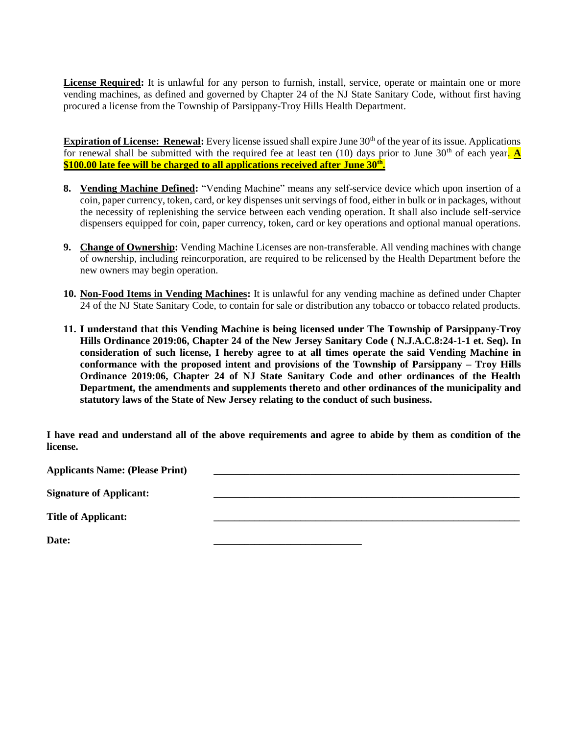**License Required:** It is unlawful for any person to furnish, install, service, operate or maintain one or more vending machines, as defined and governed by Chapter 24 of the NJ State Sanitary Code, without first having procured a license from the Township of Parsippany-Troy Hills Health Department.

**Expiration of License: Renewal:** Every license issued shall expire June 30th of the year of its issue. Applications for renewal shall be submitted with the required fee at least ten (10) days prior to June 30th of each year. **A $100.00 late fee will be charged to all applications received after June 30th.**

8. **Vending Machine Defined:** "Vending Machine" means any self-service device which upon insertion of a coin, paper currency, token, card, or key dispenses unit servings of food, either in bulk or in packages, without the necessity of replenishing the service between each vending operation. It shall also include self-service dispensers equipped for coin, paper currency, token, card or key operations and optional manual operations.

9. **Change of Ownership:** Vending Machine Licenses are non-transferable. All vending machines with change of ownership, including reincorporation, are required to be relicensed by the Health Department before the new owners may begin operation.

10. **Non-Food Items in Vending Machines:** It is unlawful for any vending machine as defined under Chapter 24 of the NJ State Sanitary Code, to contain for sale or distribution any tobacco or tobacco related products.

11. **I understand that this Vending Machine is being licensed under The Township of Parsippany-Troy Hills Ordinance 2019:06, Chapter 24 of the New Jersey Sanitary Code ( N.J.A.C.8:24-1-1 et. Seq). In consideration of such license, I hereby agree to at all times operate the said Vending Machine in conformance with the proposed intent and provisions of the Township of Parsippany – Troy Hills Ordinance 2019:06, Chapter 24 of NJ State Sanitary Code and other ordinances of the Health Department, the amendments and supplements thereto and other ordinances of the municipality and statutory laws of the State of New Jersey relating to the conduct of such business.**

**I have read and understand all of the above requirements and agree to abide by them as condition of the license.**

**Applicants Name: (Please Print)** ______________________________________________

**Signature of Applicant:** ______________________________________________

**Title of Applicant:** ______________________________________________

**Date:** ____________________________